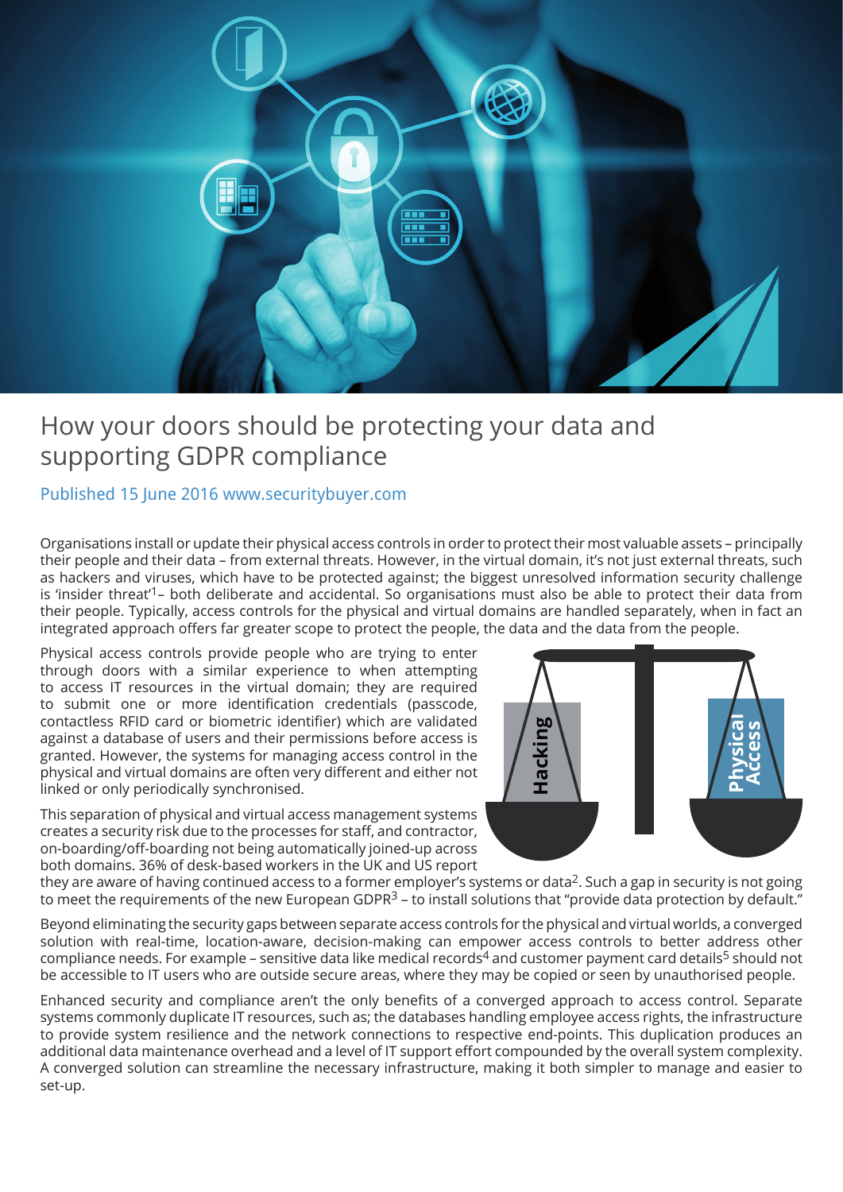# How your doors should be protecting your data and supporting GDPR compliance

Published 15 June 2016 www.securitybuyer.com

Organisations install or update their physical access controls in order to protect their most valuable assets – principally their people and their data – from external threats. However, in the virtual domain, it's not just external threats, such as hackers and viruses, which have to be protected against; the biggest unresolved information security challenge is 'insider threat'[1]– both deliberate and accidental. So organisations must also be able to protect their data from their people. Typically, access controls for the physical and virtual domains are handled separately, when in fact an integrated approach offers far greater scope to protect the people, the data and the data from the people.

Physical access controls provide people who are trying to enter through doors with a similar experience to when attempting to access IT resources in the virtual domain; they are required to submit one or more identification credentials (passcode, contactless RFID card or biometric identifier) which are validated against a database of users and their permissions before access is granted. However, the systems for managing access control in the physical and virtual domains are often very different and either not linked or only periodically synchronised.

This separation of physical and virtual access management systems creates a security risk due to the processes for staff, and contractor, on-boarding/off-boarding not being automatically joined-up across both domains. 36% of desk-based workers in the UK and US report they are aware of having continued access to a former employer's systems or data[2]. Such a gap in security is not going to meet the requirements of the new European GDPR[3] – to install solutions that "provide data protection by default."

Beyond eliminating the security gaps between separate access controls for the physical and virtual worlds, a converged solution with real-time, location-aware, decision-making can empower access controls to better address other compliance needs. For example – sensitive data like medical records[4] and customer payment card details[5] should not be accessible to IT users who are outside secure areas, where they may be copied or seen by unauthorised people.

Enhanced security and compliance aren't the only benefits of a converged approach to access control. Separate systems commonly duplicate IT resources, such as; the databases handling employee access rights, the infrastructure to provide system resilience and the network connections to respective end-points. This duplication produces an additional data maintenance overhead and a level of IT support effort compounded by the overall system complexity. A converged solution can streamline the necessary infrastructure, making it both simpler to manage and easier to set-up.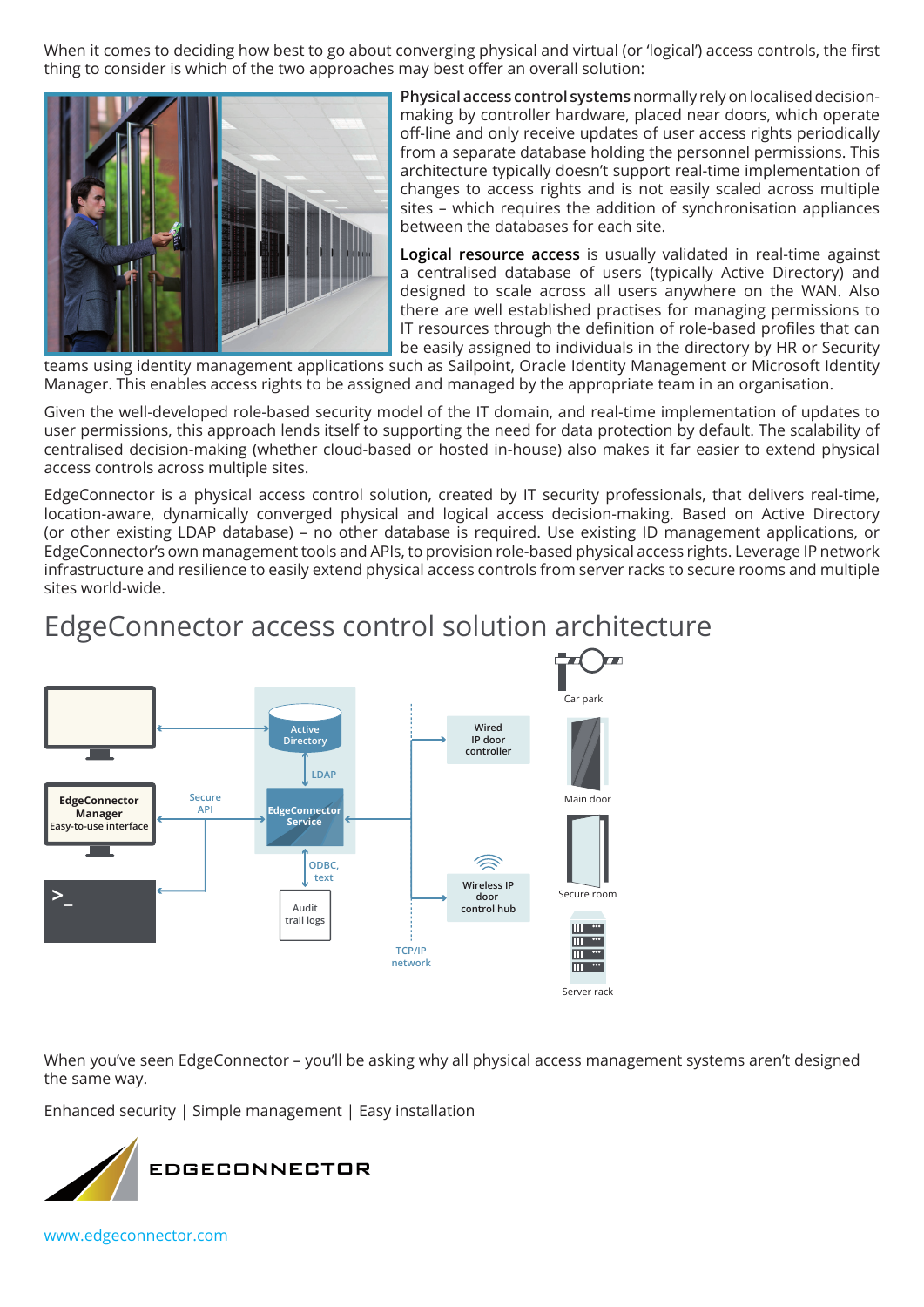When it comes to deciding how best to go about converging physical and virtual (or 'logical') access controls, the first thing to consider is which of the two approaches may best offer an overall solution:

**Physical access control systems** normally rely on localised decision-making by controller hardware, placed near doors, which operate off-line and only receive updates of user access rights periodically from a separate database holding the personnel permissions. This architecture typically doesn't support real-time implementation of changes to access rights and is not easily scaled across multiple sites – which requires the addition of synchronisation appliances between the databases for each site.

**Logical resource access** is usually validated in real-time against a centralised database of users (typically Active Directory) and designed to scale across all users anywhere on the WAN. Also there are well established practises for managing permissions to IT resources through the definition of role-based profiles that can be easily assigned to individuals in the directory by HR or Security teams using identity management applications such as Sailpoint, Oracle Identity Management or Microsoft Identity Manager. This enables access rights to be assigned and managed by the appropriate team in an organisation.

Given the well-developed role-based security model of the IT domain, and real-time implementation of updates to user permissions, this approach lends itself to supporting the need for data protection by default. The scalability of centralised decision-making (whether cloud-based or hosted in-house) also makes it far easier to extend physical access controls across multiple sites.

EdgeConnector is a physical access control solution, created by IT security professionals, that delivers real-time, location-aware, dynamically converged physical and logical access decision-making. Based on Active Directory (or other existing LDAP database) – no other database is required. Use existing ID management applications, or EdgeConnector's own management tools and APIs, to provision role-based physical access rights. Leverage IP network infrastructure and resilience to easily extend physical access controls from server racks to secure rooms and multiple sites world-wide.

# EdgeConnector access control solution architecture

Active Directory | LDAP | EdgeConnector Service | ODBC, text | Audit trail logs | EdgeConnector Manager Easy-to-use interface | Secure API | TCP/IP network | Wired IP door controller | Wireless IP door control hub | Car park | Main door | Secure room | Server rack

When you've seen EdgeConnector – you'll be asking why all physical access management systems aren't designed the same way.

Enhanced security | Simple management | Easy installation

EDGECONNECTOR

www.edgeconnector.com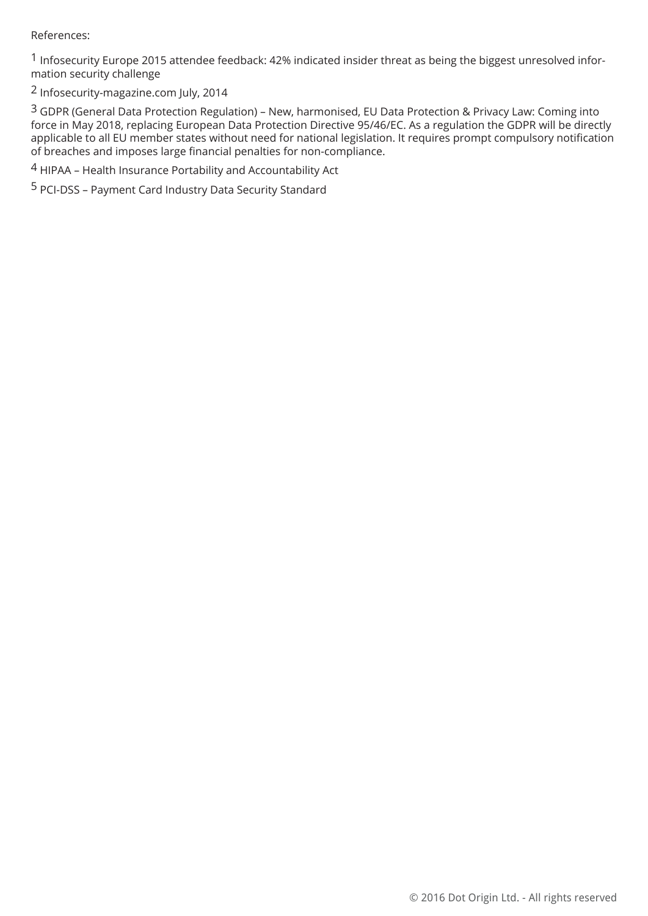References:

[1] Infosecurity Europe 2015 attendee feedback: 42% indicated insider threat as being the biggest unresolved information security challenge

[2] Infosecurity-magazine.com July, 2014

[3] GDPR (General Data Protection Regulation) – New, harmonised, EU Data Protection & Privacy Law: Coming into force in May 2018, replacing European Data Protection Directive 95/46/EC. As a regulation the GDPR will be directly applicable to all EU member states without need for national legislation. It requires prompt compulsory notification of breaches and imposes large financial penalties for non-compliance.

[4] HIPAA – Health Insurance Portability and Accountability Act

[5] PCI-DSS – Payment Card Industry Data Security Standard

© 2016 Dot Origin Ltd. - All rights reserved